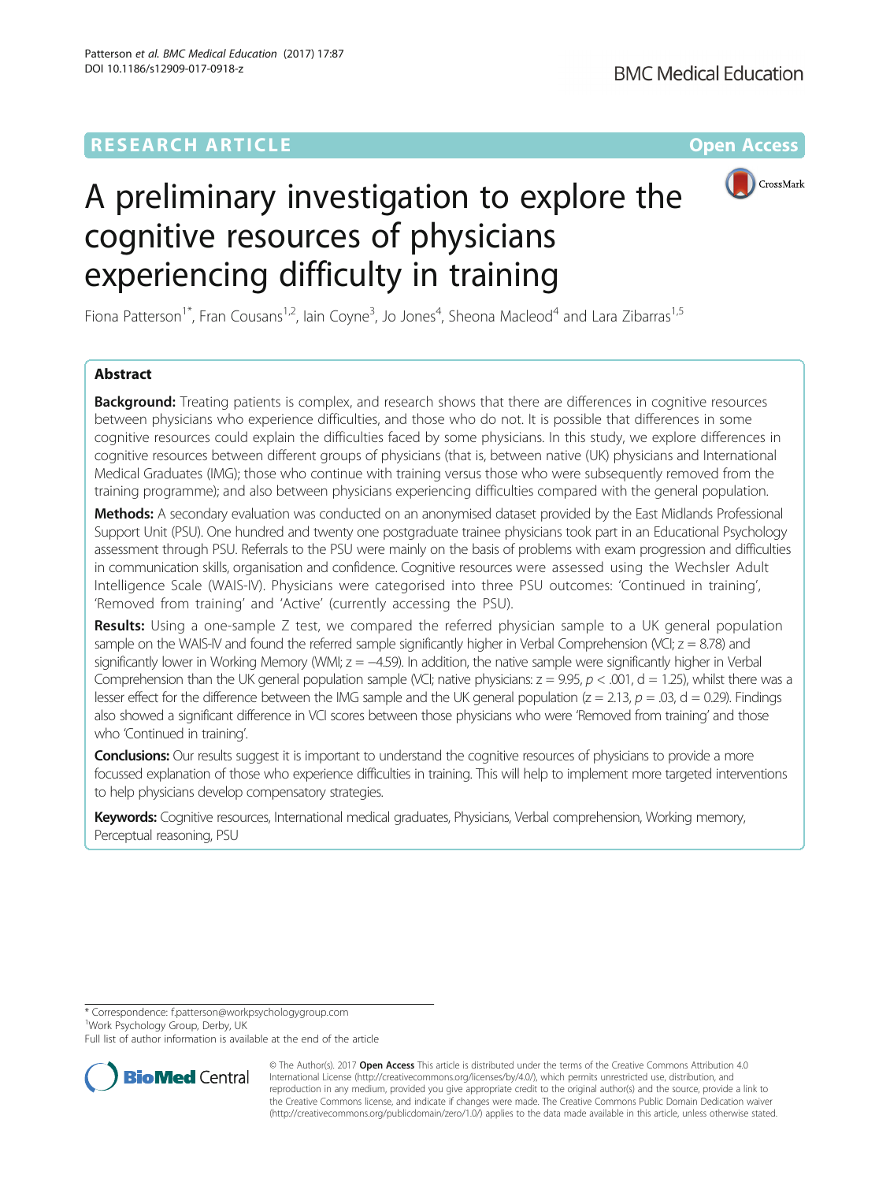RESEARCH ARTICLE

Open Access

# A preliminary investigation to explore the cognitive resources of physicians experiencing difficulty in training

Fiona Patterson[1*], Fran Cousans[1,2], Iain Coyne[3], Jo Jones[4], Sheona Macleod[4] and Lara Zibarras[1,5]

## Abstract

**Background:** Treating patients is complex, and research shows that there are differences in cognitive resources between physicians who experience difficulties, and those who do not. It is possible that differences in some cognitive resources could explain the difficulties faced by some physicians. In this study, we explore differences in cognitive resources between different groups of physicians (that is, between native (UK) physicians and International Medical Graduates (IMG); those who continue with training versus those who were subsequently removed from the training programme); and also between physicians experiencing difficulties compared with the general population.

**Methods:** A secondary evaluation was conducted on an anonymised dataset provided by the East Midlands Professional Support Unit (PSU). One hundred and twenty one postgraduate trainee physicians took part in an Educational Psychology assessment through PSU. Referrals to the PSU were mainly on the basis of problems with exam progression and difficulties in communication skills, organisation and confidence. Cognitive resources were assessed using the Wechsler Adult Intelligence Scale (WAIS-IV). Physicians were categorised into three PSU outcomes: 'Continued in training', 'Removed from training' and 'Active' (currently accessing the PSU).

**Results:** Using a one-sample Z test, we compared the referred physician sample to a UK general population sample on the WAIS-IV and found the referred sample significantly higher in Verbal Comprehension (VCI; $z = 8.78$) and significantly lower in Working Memory (WMI; $z = -4.59$). In addition, the native sample were significantly higher in Verbal Comprehension than the UK general population sample (VCI; native physicians: $z = 9.95$, $p < .001$, $d = 1.25$), whilst there was a lesser effect for the difference between the IMG sample and the UK general population ($z = 2.13$, $p = .03$, $d = 0.29$). Findings also showed a significant difference in VCI scores between those physicians who were 'Removed from training' and those who 'Continued in training'.

**Conclusions:** Our results suggest it is important to understand the cognitive resources of physicians to provide a more focussed explanation of those who experience difficulties in training. This will help to implement more targeted interventions to help physicians develop compensatory strategies.

**Keywords:** Cognitive resources, International medical graduates, Physicians, Verbal comprehension, Working memory, Perceptual reasoning, PSU

\* Correspondence: f.patterson@workpsychologygroup.com
[1]Work Psychology Group, Derby, UK
Full list of author information is available at the end of the article

© The Author(s). 2017 **Open Access** This article is distributed under the terms of the Creative Commons Attribution 4.0 International License (http://creativecommons.org/licenses/by/4.0/), which permits unrestricted use, distribution, and reproduction in any medium, provided you give appropriate credit to the original author(s) and the source, provide a link to the Creative Commons license, and indicate if changes were made. The Creative Commons Public Domain Dedication waiver (http://creativecommons.org/publicdomain/zero/1.0/) applies to the data made available in this article, unless otherwise stated.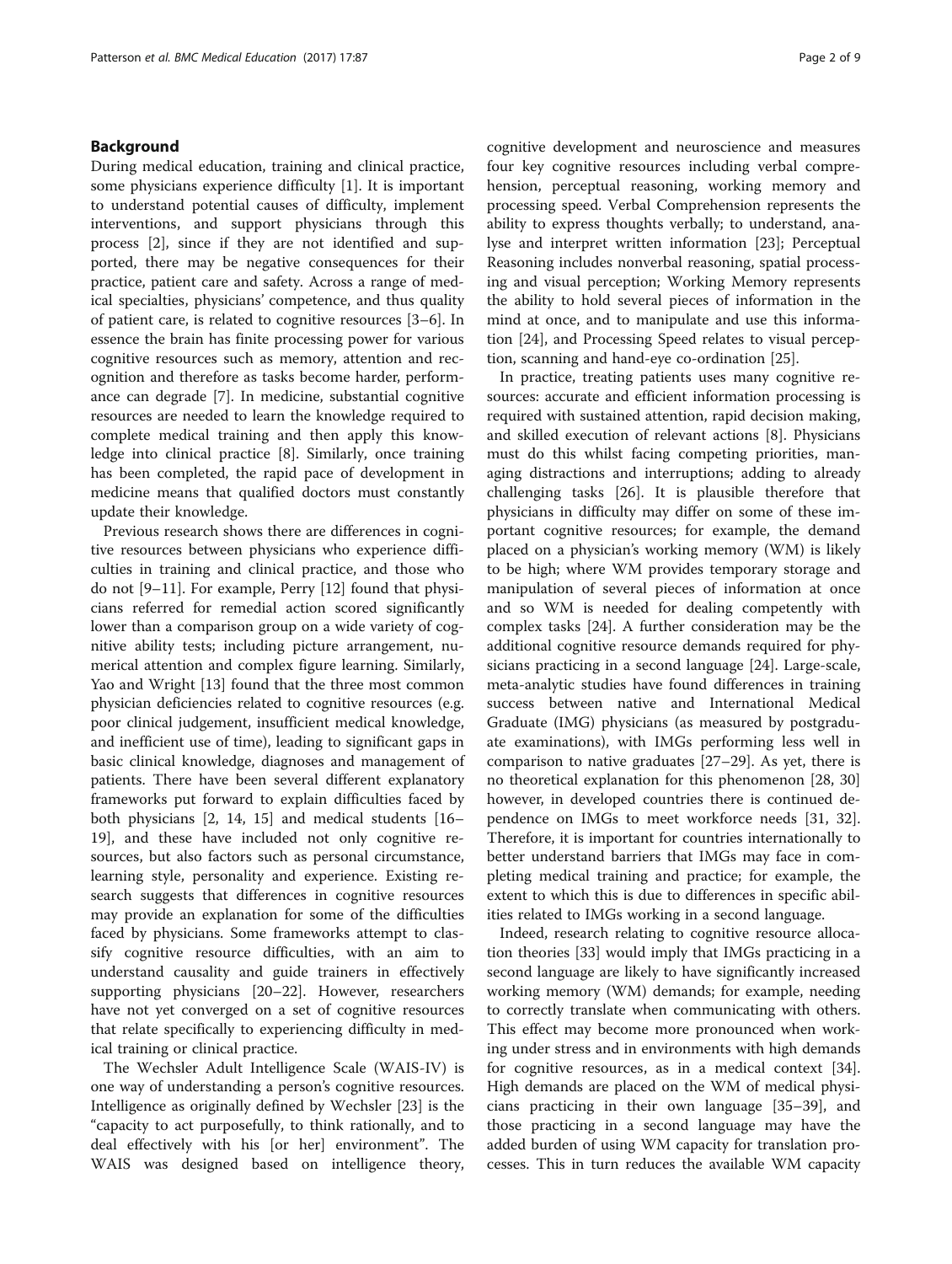## Background

During medical education, training and clinical practice, some physicians experience difficulty [1]. It is important to understand potential causes of difficulty, implement interventions, and support physicians through this process [2], since if they are not identified and supported, there may be negative consequences for their practice, patient care and safety. Across a range of medical specialties, physicians' competence, and thus quality of patient care, is related to cognitive resources [3–6]. In essence the brain has finite processing power for various cognitive resources such as memory, attention and recognition and therefore as tasks become harder, performance can degrade [7]. In medicine, substantial cognitive resources are needed to learn the knowledge required to complete medical training and then apply this knowledge into clinical practice [8]. Similarly, once training has been completed, the rapid pace of development in medicine means that qualified doctors must constantly update their knowledge.

Previous research shows there are differences in cognitive resources between physicians who experience difficulties in training and clinical practice, and those who do not [9–11]. For example, Perry [12] found that physicians referred for remedial action scored significantly lower than a comparison group on a wide variety of cognitive ability tests; including picture arrangement, numerical attention and complex figure learning. Similarly, Yao and Wright [13] found that the three most common physician deficiencies related to cognitive resources (e.g. poor clinical judgement, insufficient medical knowledge, and inefficient use of time), leading to significant gaps in basic clinical knowledge, diagnoses and management of patients. There have been several different explanatory frameworks put forward to explain difficulties faced by both physicians [2, 14, 15] and medical students [16–19], and these have included not only cognitive resources, but also factors such as personal circumstance, learning style, personality and experience. Existing research suggests that differences in cognitive resources may provide an explanation for some of the difficulties faced by physicians. Some frameworks attempt to classify cognitive resource difficulties, with an aim to understand causality and guide trainers in effectively supporting physicians [20–22]. However, researchers have not yet converged on a set of cognitive resources that relate specifically to experiencing difficulty in medical training or clinical practice.

The Wechsler Adult Intelligence Scale (WAIS-IV) is one way of understanding a person's cognitive resources. Intelligence as originally defined by Wechsler [23] is the "capacity to act purposefully, to think rationally, and to deal effectively with his [or her] environment". The WAIS was designed based on intelligence theory, cognitive development and neuroscience and measures four key cognitive resources including verbal comprehension, perceptual reasoning, working memory and processing speed. Verbal Comprehension represents the ability to express thoughts verbally; to understand, analyse and interpret written information [23]; Perceptual Reasoning includes nonverbal reasoning, spatial processing and visual perception; Working Memory represents the ability to hold several pieces of information in the mind at once, and to manipulate and use this information [24], and Processing Speed relates to visual perception, scanning and hand-eye co-ordination [25].

In practice, treating patients uses many cognitive resources: accurate and efficient information processing is required with sustained attention, rapid decision making, and skilled execution of relevant actions [8]. Physicians must do this whilst facing competing priorities, managing distractions and interruptions; adding to already challenging tasks [26]. It is plausible therefore that physicians in difficulty may differ on some of these important cognitive resources; for example, the demand placed on a physician's working memory (WM) is likely to be high; where WM provides temporary storage and manipulation of several pieces of information at once and so WM is needed for dealing competently with complex tasks [24]. A further consideration may be the additional cognitive resource demands required for physicians practicing in a second language [24]. Large-scale, meta-analytic studies have found differences in training success between native and International Medical Graduate (IMG) physicians (as measured by postgraduate examinations), with IMGs performing less well in comparison to native graduates [27–29]. As yet, there is no theoretical explanation for this phenomenon [28, 30] however, in developed countries there is continued dependence on IMGs to meet workforce needs [31, 32]. Therefore, it is important for countries internationally to better understand barriers that IMGs may face in completing medical training and practice; for example, the extent to which this is due to differences in specific abilities related to IMGs working in a second language.

Indeed, research relating to cognitive resource allocation theories [33] would imply that IMGs practicing in a second language are likely to have significantly increased working memory (WM) demands; for example, needing to correctly translate when communicating with others. This effect may become more pronounced when working under stress and in environments with high demands for cognitive resources, as in a medical context [34]. High demands are placed on the WM of medical physicians practicing in their own language [35–39], and those practicing in a second language may have the added burden of using WM capacity for translation processes. This in turn reduces the available WM capacity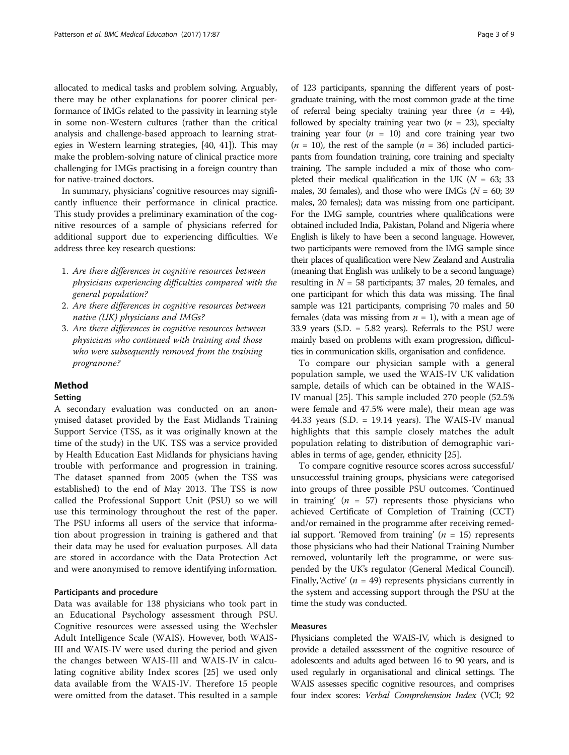allocated to medical tasks and problem solving. Arguably, there may be other explanations for poorer clinical performance of IMGs related to the passivity in learning style in some non-Western cultures (rather than the critical analysis and challenge-based approach to learning strategies in Western learning strategies, [40, 41]). This may make the problem-solving nature of clinical practice more challenging for IMGs practising in a foreign country than for native-trained doctors.

In summary, physicians' cognitive resources may significantly influence their performance in clinical practice. This study provides a preliminary examination of the cognitive resources of a sample of physicians referred for additional support due to experiencing difficulties. We address three key research questions:

1. *Are there differences in cognitive resources between physicians experiencing difficulties compared with the general population?*
2. *Are there differences in cognitive resources between native (UK) physicians and IMGs?*
3. *Are there differences in cognitive resources between physicians who continued with training and those who were subsequently removed from the training programme?*

## Method

### Setting

A secondary evaluation was conducted on an anonymised dataset provided by the East Midlands Training Support Service (TSS, as it was originally known at the time of the study) in the UK. TSS was a service provided by Health Education East Midlands for physicians having trouble with performance and progression in training. The dataset spanned from 2005 (when the TSS was established) to the end of May 2013. The TSS is now called the Professional Support Unit (PSU) so we will use this terminology throughout the rest of the paper. The PSU informs all users of the service that information about progression in training is gathered and that their data may be used for evaluation purposes. All data are stored in accordance with the Data Protection Act and were anonymised to remove identifying information.

### Participants and procedure

Data was available for 138 physicians who took part in an Educational Psychology assessment through PSU. Cognitive resources were assessed using the Wechsler Adult Intelligence Scale (WAIS). However, both WAIS-III and WAIS-IV were used during the period and given the changes between WAIS-III and WAIS-IV in calculating cognitive ability Index scores [25] we used only data available from the WAIS-IV. Therefore 15 people were omitted from the dataset. This resulted in a sample of 123 participants, spanning the different years of postgraduate training, with the most common grade at the time of referral being specialty training year three ($n$ = 44), followed by specialty training year two ($n$ = 23), specialty training year four ($n$ = 10) and core training year two ($n$ = 10), the rest of the sample ($n$ = 36) included participants from foundation training, core training and specialty training. The sample included a mix of those who completed their medical qualification in the UK ($N$ = 63; 33 males, 30 females), and those who were IMGs ($N$ = 60; 39 males, 20 females); data was missing from one participant. For the IMG sample, countries where qualifications were obtained included India, Pakistan, Poland and Nigeria where English is likely to have been a second language. However, two participants were removed from the IMG sample since their places of qualification were New Zealand and Australia (meaning that English was unlikely to be a second language) resulting in $N$ = 58 participants; 37 males, 20 females, and one participant for which this data was missing. The final sample was 121 participants, comprising 70 males and 50 females (data was missing from $n$ = 1), with a mean age of 33.9 years (S.D. = 5.82 years). Referrals to the PSU were mainly based on problems with exam progression, difficulties in communication skills, organisation and confidence.

To compare our physician sample with a general population sample, we used the WAIS-IV UK validation sample, details of which can be obtained in the WAIS-IV manual [25]. This sample included 270 people (52.5% were female and 47.5% were male), their mean age was 44.33 years (S.D. = 19.14 years). The WAIS-IV manual highlights that this sample closely matches the adult population relating to distribution of demographic variables in terms of age, gender, ethnicity [25].

To compare cognitive resource scores across successful/unsuccessful training groups, physicians were categorised into groups of three possible PSU outcomes. 'Continued in training' ($n$ = 57) represents those physicians who achieved Certificate of Completion of Training (CCT) and/or remained in the programme after receiving remedial support. 'Removed from training' ($n$ = 15) represents those physicians who had their National Training Number removed, voluntarily left the programme, or were suspended by the UK's regulator (General Medical Council). Finally, 'Active' ($n$ = 49) represents physicians currently in the system and accessing support through the PSU at the time the study was conducted.

### Measures

Physicians completed the WAIS-IV, which is designed to provide a detailed assessment of the cognitive resource of adolescents and adults aged between 16 to 90 years, and is used regularly in organisational and clinical settings. The WAIS assesses specific cognitive resources, and comprises four index scores: *Verbal Comprehension Index* (VCI; 92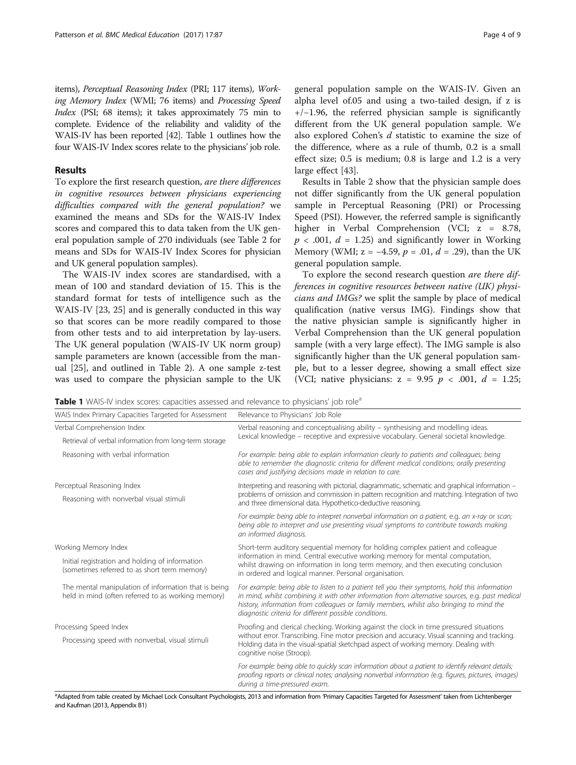items), *Perceptual Reasoning Index* (PRI; 117 items), *Working Memory Index* (WMI; 76 items) and *Processing Speed Index* (PSI; 68 items); it takes approximately 75 min to complete. Evidence of the reliability and validity of the WAIS-IV has been reported [42]. Table 1 outlines how the four WAIS-IV Index scores relate to the physicians' job role.

## Results

To explore the first research question, *are there differences in cognitive resources between physicians experiencing difficulties compared with the general population?* we examined the means and SDs for the WAIS-IV Index scores and compared this to data taken from the UK general population sample of 270 individuals (see Table 2 for means and SDs for WAIS-IV Index Scores for physician and UK general population samples).

The WAIS-IV index scores are standardised, with a mean of 100 and standard deviation of 15. This is the standard format for tests of intelligence such as the WAIS-IV [23, 25] and is generally conducted in this way so that scores can be more readily compared to those from other tests and to aid interpretation by lay-users. The UK general population (WAIS-IV UK norm group) sample parameters are known (accessible from the manual [25], and outlined in Table 2). A one sample z-test was used to compare the physician sample to the UK general population sample on the WAIS-IV. Given an alpha level of.05 and using a two-tailed design, if z is +/−1.96, the referred physician sample is significantly different from the UK general population sample. We also explored Cohen's $d$ statistic to examine the size of the difference, where as a rule of thumb, 0.2 is a small effect size; 0.5 is medium; 0.8 is large and 1.2 is a very large effect [43].

Results in Table 2 show that the physician sample does not differ significantly from the UK general population sample in Perceptual Reasoning (PRI) or Processing Speed (PSI). However, the referred sample is significantly higher in Verbal Comprehension (VCI; $z = 8.78$, $p < .001$, $d = 1.25$) and significantly lower in Working Memory (WMI; $z = -4.59$, $p = .01$, $d = .29$), than the UK general population sample.

To explore the second research question *are there differences in cognitive resources between native (UK) physicians and IMGs?* we split the sample by place of medical qualification (native versus IMG). Findings show that the native physician sample is significantly higher in Verbal Comprehension than the UK general population sample (with a very large effect). The IMG sample is also significantly higher than the UK general population sample, but to a lesser degree, showing a small effect size (VCI; native physicians: $z = 9.95$ $p < .001$, $d = 1.25$;

**Table 1** WAIS-IV index scores: capacities assessed and relevance to physicians' job role[a]

| WAIS Index Primary Capacities Targeted for Assessment | Relevance to Physicians' Job Role |
|---|---|
| Verbal Comprehension Index | Verbal reasoning and conceptualising ability – synthesising and modelling ideas. Lexical knowledge – receptive and expressive vocabulary. General societal knowledge. |
| Retrieval of verbal information from long-term storage | |
| Reasoning with verbal information | *For example: being able to explain information clearly to patients and colleagues; being able to remember the diagnostic criteria for different medical conditions; orally presenting cases and justifying decisions made in relation to care.* |
| Perceptual Reasoning Index | Interpreting and reasoning with pictorial, diagrammatic, schematic and graphical information – problems of omission and commission in pattern recognition and matching. Integration of two and three dimensional data. Hypothetico-deductive reasoning. |
| Reasoning with nonverbal visual stimuli | *For example: being able to interpret nonverbal information on a patient, e.g. an x-ray or scan; being able to interpret and use presenting visual symptoms to contribute towards making an informed diagnosis.* |
| Working Memory Index | Short-term auditory sequential memory for holding complex patient and colleague information in mind. Central executive working memory for mental computation, whilst drawing on information in long term memory, and then executing conclusion in ordered and logical manner. Personal organisation. |
| Initial registration and holding of information (sometimes referred to as short term memory) | |
| The mental manipulation of information that is being held in mind (often referred to as working memory) | *For example: being able to listen to a patient tell you their symptoms, hold this information in mind, whilst combining it with other information from alternative sources, e.g. past medical history, information from colleagues or family members, whilst also bringing to mind the diagnostic criteria for different possible conditions.* |
| Processing Speed Index | Proofing and clerical checking. Working against the clock in time pressured situations without error. Transcribing. Fine motor precision and accuracy. Visual scanning and tracking. Holding data in the visual-spatial sketchpad aspect of working memory. Dealing with cognitive noise (Stroop). |
| Processing speed with nonverbal, visual stimuli | *For example: being able to quickly scan information about a patient to identify relevant details; proofing reports or clinical notes; analysing nonverbal information (e.g. figures, pictures, images) during a time-pressured exam.* |

[a]Adapted from table created by Michael Lock Consultant Psychologists, 2013 and information from 'Primary Capacities Targeted for Assessment' taken from Lichtenberger and Kaufman (2013, Appendix B1)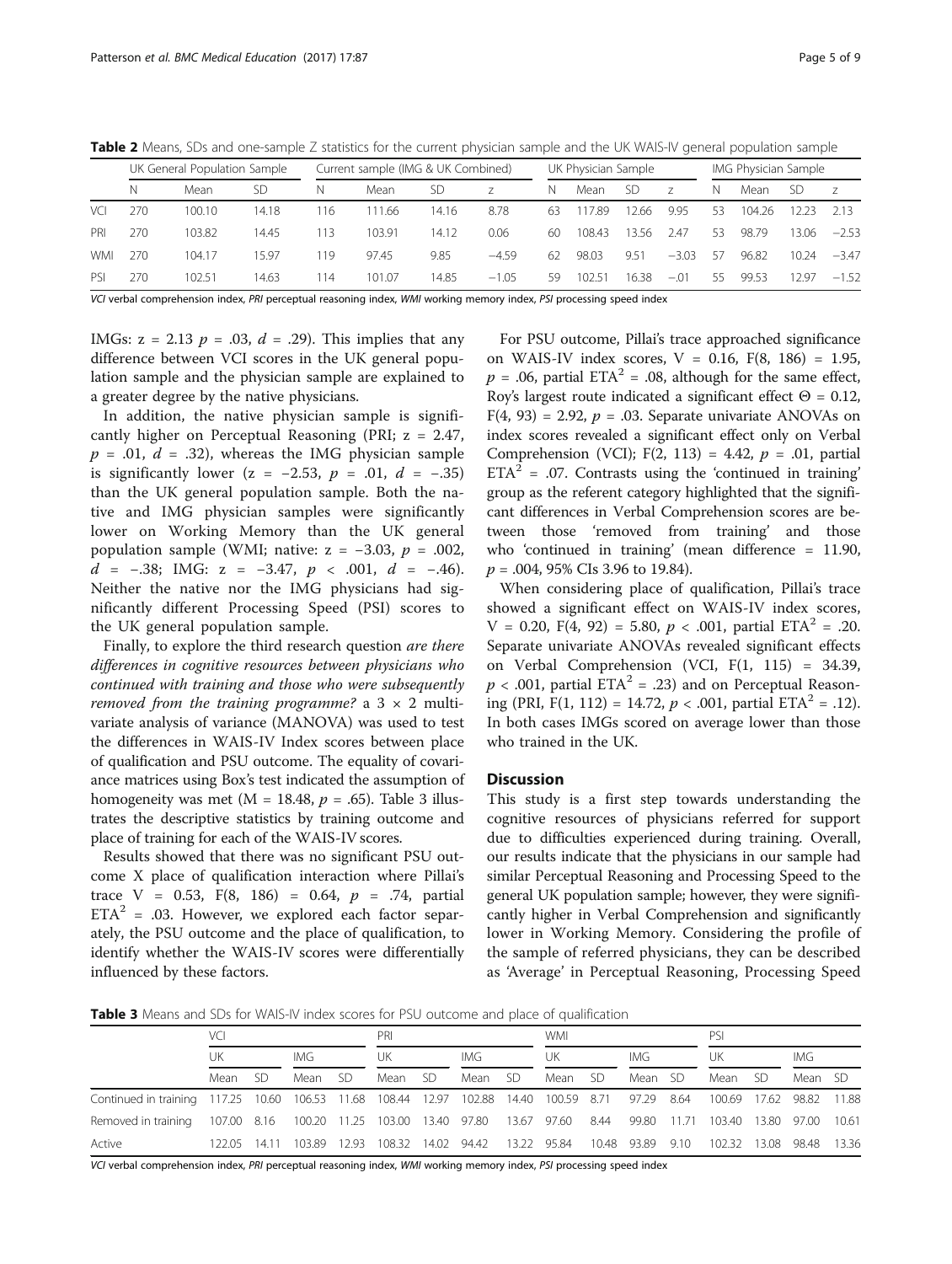**Table 2** Means, SDs and one-sample Z statistics for the current physician sample and the UK WAIS-IV general population sample

| | UK General Population Sample | | | Current sample (IMG & UK Combined) | | | | UK Physician Sample | | | | IMG Physician Sample | | | |
|---|---|---|---|---|---|---|---|---|---|---|---|---|---|---|---|
| | N | Mean | SD | N | Mean | SD | z | N | Mean | SD | z | N | Mean | SD | z |
| VCI | 270 | 100.10 | 14.18 | 116 | 111.66 | 14.16 | 8.78 | 63 | 117.89 | 12.66 | 9.95 | 53 | 104.26 | 12.23 | 2.13 |
| PRI | 270 | 103.82 | 14.45 | 113 | 103.91 | 14.12 | 0.06 | 60 | 108.43 | 13.56 | 2.47 | 53 | 98.79 | 13.06 | −2.53 |
| WMI | 270 | 104.17 | 15.97 | 119 | 97.45 | 9.85 | −4.59 | 62 | 98.03 | 9.51 | −3.03 | 57 | 96.82 | 10.24 | −3.47 |
| PSI | 270 | 102.51 | 14.63 | 114 | 101.07 | 14.85 | −1.05 | 59 | 102.51 | 16.38 | −.01 | 55 | 99.53 | 12.97 | −1.52 |

*VCI* verbal comprehension index, *PRI* perceptual reasoning index, *WMI* working memory index, *PSI* processing speed index

IMGs: $z = 2.13$ $p = .03$, $d = .29$). This implies that any difference between VCI scores in the UK general population sample and the physician sample are explained to a greater degree by the native physicians.

In addition, the native physician sample is significantly higher on Perceptual Reasoning (PRI; $z = 2.47$, $p = .01$, $d = .32$), whereas the IMG physician sample is significantly lower ($z = -2.53$, $p = .01$, $d = -.35$) than the UK general population sample. Both the native and IMG physician samples were significantly lower on Working Memory than the UK general population sample (WMI; native: $z = -3.03$, $p = .002$, $d = -.38$; IMG: $z = -3.47$, $p < .001$, $d = -.46$). Neither the native nor the IMG physicians had significantly different Processing Speed (PSI) scores to the UK general population sample.

Finally, to explore the third research question *are there differences in cognitive resources between physicians who continued with training and those who were subsequently removed from the training programme?* a 3 × 2 multivariate analysis of variance (MANOVA) was used to test the differences in WAIS-IV Index scores between place of qualification and PSU outcome. The equality of covariance matrices using Box's test indicated the assumption of homogeneity was met ($M = 18.48$, $p = .65$). Table 3 illustrates the descriptive statistics by training outcome and place of training for each of the WAIS-IV scores.

Results showed that there was no significant PSU outcome X place of qualification interaction where Pillai's trace $V = 0.53$, $F(8, 186) = 0.64$, $p = .74$, partial $ETA^2 = .03$. However, we explored each factor separately, the PSU outcome and the place of qualification, to identify whether the WAIS-IV scores were differentially influenced by these factors.

For PSU outcome, Pillai's trace approached significance on WAIS-IV index scores, $V = 0.16$, $F(8, 186) = 1.95$, $p = .06$, partial $ETA^2 = .08$, although for the same effect, Roy's largest route indicated a significant effect $\Theta = 0.12$, $F(4, 93) = 2.92$, $p = .03$. Separate univariate ANOVAs on index scores revealed a significant effect only on Verbal Comprehension (VCI); $F(2, 113) = 4.42$, $p = .01$, partial $ETA^2 = .07$. Contrasts using the 'continued in training' group as the referent category highlighted that the significant differences in Verbal Comprehension scores are between those 'removed from training' and those who 'continued in training' (mean difference = 11.90, $p = .004$, 95% CIs 3.96 to 19.84).

When considering place of qualification, Pillai's trace showed a significant effect on WAIS-IV index scores, $V = 0.20$, $F(4, 92) = 5.80$, $p < .001$, partial $ETA^2 = .20$. Separate univariate ANOVAs revealed significant effects on Verbal Comprehension (VCI, $F(1, 115) = 34.39$, $p < .001$, partial $ETA^2 = .23$) and on Perceptual Reasoning (PRI, $F(1, 112) = 14.72$, $p < .001$, partial $ETA^2 = .12$). In both cases IMGs scored on average lower than those who trained in the UK.

## Discussion

This study is a first step towards understanding the cognitive resources of physicians referred for support due to difficulties experienced during training. Overall, our results indicate that the physicians in our sample had similar Perceptual Reasoning and Processing Speed to the general UK population sample; however, they were significantly higher in Verbal Comprehension and significantly lower in Working Memory. Considering the profile of the sample of referred physicians, they can be described as 'Average' in Perceptual Reasoning, Processing Speed

**Table 3** Means and SDs for WAIS-IV index scores for PSU outcome and place of qualification

| | VCI | | | | PRI | | | | WMI | | | | PSI | | | |
|---|---|---|---|---|---|---|---|---|---|---|---|---|---|---|---|---|
| | UK | | IMG | | UK | | IMG | | UK | | IMG | | UK | | IMG | |
| | Mean | SD | Mean | SD | Mean | SD | Mean | SD | Mean | SD | Mean | SD | Mean | SD | Mean | SD |
| Continued in training | 117.25 | 10.60 | 106.53 | 11.68 | 108.44 | 12.97 | 102.88 | 14.40 | 100.59 | 8.71 | 97.29 | 8.64 | 100.69 | 17.62 | 98.82 | 11.88 |
| Removed in training | 107.00 | 8.16 | 100.20 | 11.25 | 103.00 | 13.40 | 97.80 | 13.67 | 97.60 | 8.44 | 99.80 | 11.71 | 103.40 | 13.80 | 97.00 | 10.61 |
| Active | 122.05 | 14.11 | 103.89 | 12.93 | 108.32 | 14.02 | 94.42 | 13.22 | 95.84 | 10.48 | 93.89 | 9.10 | 102.32 | 13.08 | 98.48 | 13.36 |

*VCI* verbal comprehension index, *PRI* perceptual reasoning index, *WMI* working memory index, *PSI* processing speed index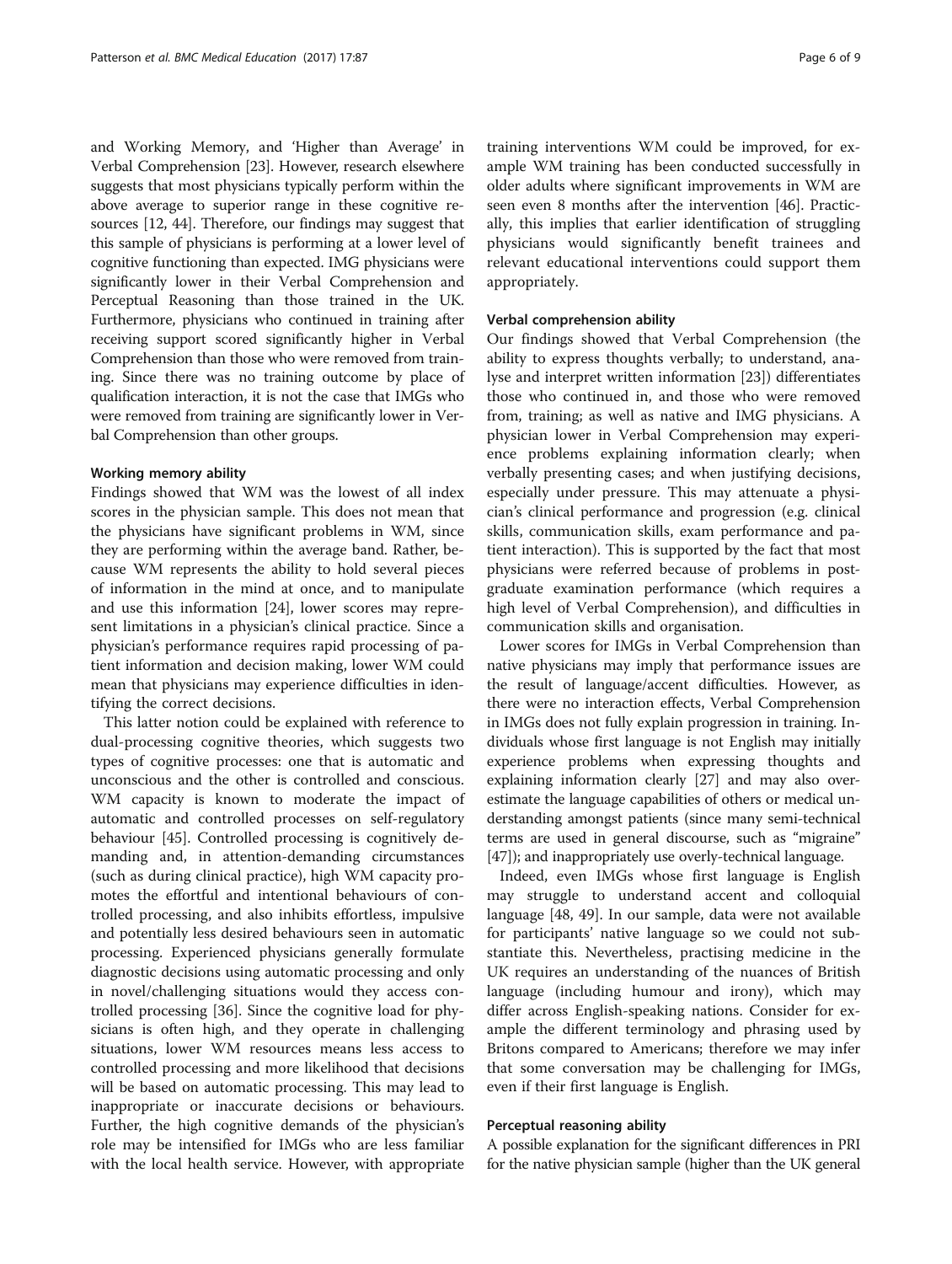and Working Memory, and 'Higher than Average' in Verbal Comprehension [23]. However, research elsewhere suggests that most physicians typically perform within the above average to superior range in these cognitive resources [12, 44]. Therefore, our findings may suggest that this sample of physicians is performing at a lower level of cognitive functioning than expected. IMG physicians were significantly lower in their Verbal Comprehension and Perceptual Reasoning than those trained in the UK. Furthermore, physicians who continued in training after receiving support scored significantly higher in Verbal Comprehension than those who were removed from training. Since there was no training outcome by place of qualification interaction, it is not the case that IMGs who were removed from training are significantly lower in Verbal Comprehension than other groups.

#### Working memory ability

Findings showed that WM was the lowest of all index scores in the physician sample. This does not mean that the physicians have significant problems in WM, since they are performing within the average band. Rather, because WM represents the ability to hold several pieces of information in the mind at once, and to manipulate and use this information [24], lower scores may represent limitations in a physician's clinical practice. Since a physician's performance requires rapid processing of patient information and decision making, lower WM could mean that physicians may experience difficulties in identifying the correct decisions.

This latter notion could be explained with reference to dual-processing cognitive theories, which suggests two types of cognitive processes: one that is automatic and unconscious and the other is controlled and conscious. WM capacity is known to moderate the impact of automatic and controlled processes on self-regulatory behaviour [45]. Controlled processing is cognitively demanding and, in attention-demanding circumstances (such as during clinical practice), high WM capacity promotes the effortful and intentional behaviours of controlled processing, and also inhibits effortless, impulsive and potentially less desired behaviours seen in automatic processing. Experienced physicians generally formulate diagnostic decisions using automatic processing and only in novel/challenging situations would they access controlled processing [36]. Since the cognitive load for physicians is often high, and they operate in challenging situations, lower WM resources means less access to controlled processing and more likelihood that decisions will be based on automatic processing. This may lead to inappropriate or inaccurate decisions or behaviours. Further, the high cognitive demands of the physician's role may be intensified for IMGs who are less familiar with the local health service. However, with appropriate training interventions WM could be improved, for example WM training has been conducted successfully in older adults where significant improvements in WM are seen even 8 months after the intervention [46]. Practically, this implies that earlier identification of struggling physicians would significantly benefit trainees and relevant educational interventions could support them appropriately.

#### Verbal comprehension ability

Our findings showed that Verbal Comprehension (the ability to express thoughts verbally; to understand, analyse and interpret written information [23]) differentiates those who continued in, and those who were removed from, training; as well as native and IMG physicians. A physician lower in Verbal Comprehension may experience problems explaining information clearly; when verbally presenting cases; and when justifying decisions, especially under pressure. This may attenuate a physician's clinical performance and progression (e.g. clinical skills, communication skills, exam performance and patient interaction). This is supported by the fact that most physicians were referred because of problems in postgraduate examination performance (which requires a high level of Verbal Comprehension), and difficulties in communication skills and organisation.

Lower scores for IMGs in Verbal Comprehension than native physicians may imply that performance issues are the result of language/accent difficulties. However, as there were no interaction effects, Verbal Comprehension in IMGs does not fully explain progression in training. Individuals whose first language is not English may initially experience problems when expressing thoughts and explaining information clearly [27] and may also overestimate the language capabilities of others or medical understanding amongst patients (since many semi-technical terms are used in general discourse, such as "migraine" [47]); and inappropriately use overly-technical language.

Indeed, even IMGs whose first language is English may struggle to understand accent and colloquial language [48, 49]. In our sample, data were not available for participants' native language so we could not substantiate this. Nevertheless, practising medicine in the UK requires an understanding of the nuances of British language (including humour and irony), which may differ across English-speaking nations. Consider for example the different terminology and phrasing used by Britons compared to Americans; therefore we may infer that some conversation may be challenging for IMGs, even if their first language is English.

#### Perceptual reasoning ability

A possible explanation for the significant differences in PRI for the native physician sample (higher than the UK general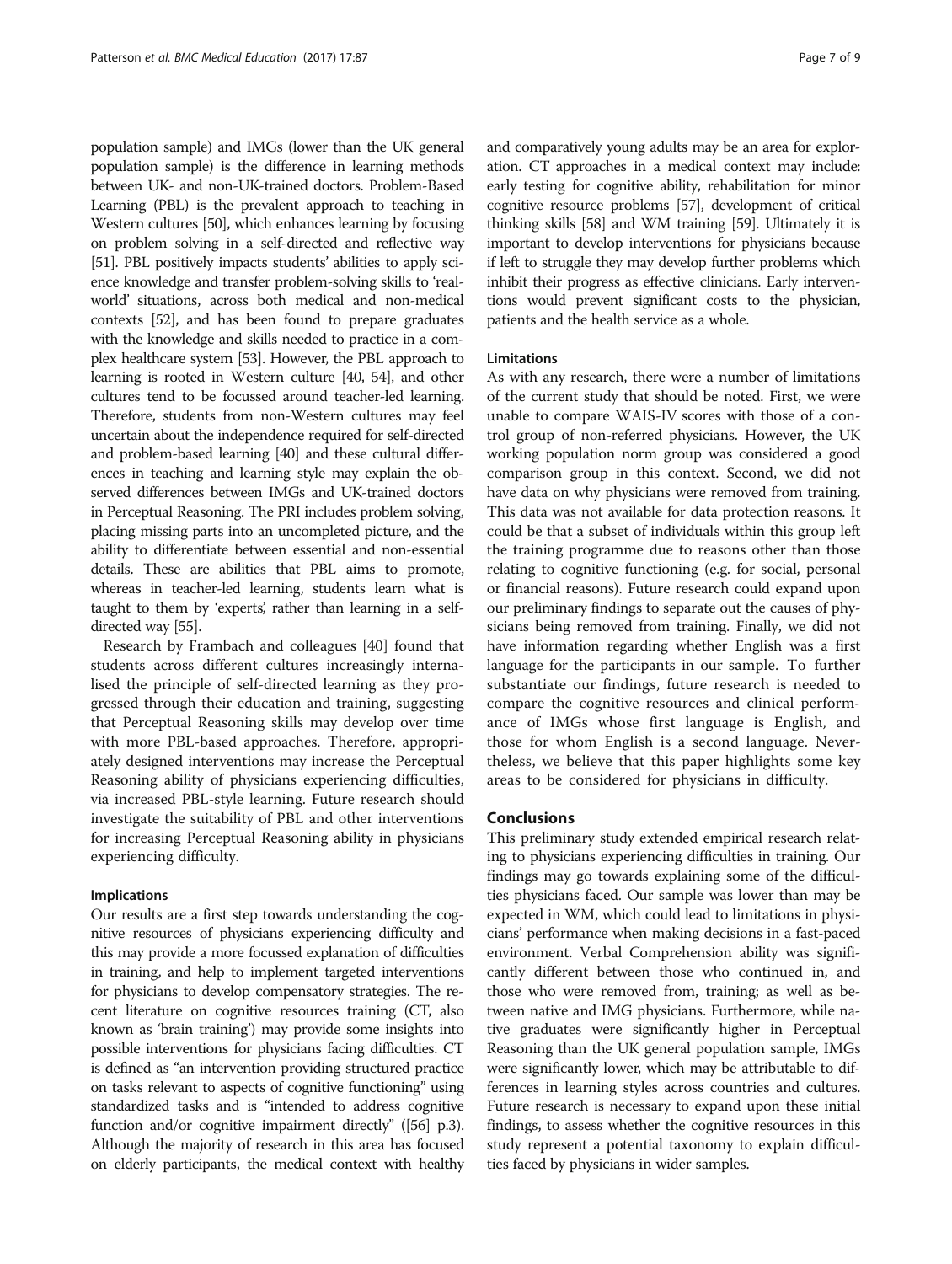population sample) and IMGs (lower than the UK general population sample) is the difference in learning methods between UK- and non-UK-trained doctors. Problem-Based Learning (PBL) is the prevalent approach to teaching in Western cultures [50], which enhances learning by focusing on problem solving in a self-directed and reflective way [51]. PBL positively impacts students' abilities to apply science knowledge and transfer problem-solving skills to 'real-world' situations, across both medical and non-medical contexts [52], and has been found to prepare graduates with the knowledge and skills needed to practice in a complex healthcare system [53]. However, the PBL approach to learning is rooted in Western culture [40, 54], and other cultures tend to be focussed around teacher-led learning. Therefore, students from non-Western cultures may feel uncertain about the independence required for self-directed and problem-based learning [40] and these cultural differences in teaching and learning style may explain the observed differences between IMGs and UK-trained doctors in Perceptual Reasoning. The PRI includes problem solving, placing missing parts into an uncompleted picture, and the ability to differentiate between essential and non-essential details. These are abilities that PBL aims to promote, whereas in teacher-led learning, students learn what is taught to them by 'experts', rather than learning in a self-directed way [55].

Research by Frambach and colleagues [40] found that students across different cultures increasingly internalised the principle of self-directed learning as they progressed through their education and training, suggesting that Perceptual Reasoning skills may develop over time with more PBL-based approaches. Therefore, appropriately designed interventions may increase the Perceptual Reasoning ability of physicians experiencing difficulties, via increased PBL-style learning. Future research should investigate the suitability of PBL and other interventions for increasing Perceptual Reasoning ability in physicians experiencing difficulty.

### Implications

Our results are a first step towards understanding the cognitive resources of physicians experiencing difficulty and this may provide a more focussed explanation of difficulties in training, and help to implement targeted interventions for physicians to develop compensatory strategies. The recent literature on cognitive resources training (CT, also known as 'brain training') may provide some insights into possible interventions for physicians facing difficulties. CT is defined as "an intervention providing structured practice on tasks relevant to aspects of cognitive functioning" using standardized tasks and is "intended to address cognitive function and/or cognitive impairment directly" ([56] p.3). Although the majority of research in this area has focused on elderly participants, the medical context with healthy and comparatively young adults may be an area for exploration. CT approaches in a medical context may include: early testing for cognitive ability, rehabilitation for minor cognitive resource problems [57], development of critical thinking skills [58] and WM training [59]. Ultimately it is important to develop interventions for physicians because if left to struggle they may develop further problems which inhibit their progress as effective clinicians. Early interventions would prevent significant costs to the physician, patients and the health service as a whole.

### Limitations

As with any research, there were a number of limitations of the current study that should be noted. First, we were unable to compare WAIS-IV scores with those of a control group of non-referred physicians. However, the UK working population norm group was considered a good comparison group in this context. Second, we did not have data on why physicians were removed from training. This data was not available for data protection reasons. It could be that a subset of individuals within this group left the training programme due to reasons other than those relating to cognitive functioning (e.g. for social, personal or financial reasons). Future research could expand upon our preliminary findings to separate out the causes of physicians being removed from training. Finally, we did not have information regarding whether English was a first language for the participants in our sample. To further substantiate our findings, future research is needed to compare the cognitive resources and clinical performance of IMGs whose first language is English, and those for whom English is a second language. Nevertheless, we believe that this paper highlights some key areas to be considered for physicians in difficulty.

## Conclusions

This preliminary study extended empirical research relating to physicians experiencing difficulties in training. Our findings may go towards explaining some of the difficulties physicians faced. Our sample was lower than may be expected in WM, which could lead to limitations in physicians' performance when making decisions in a fast-paced environment. Verbal Comprehension ability was significantly different between those who continued in, and those who were removed from, training; as well as between native and IMG physicians. Furthermore, while native graduates were significantly higher in Perceptual Reasoning than the UK general population sample, IMGs were significantly lower, which may be attributable to differences in learning styles across countries and cultures. Future research is necessary to expand upon these initial findings, to assess whether the cognitive resources in this study represent a potential taxonomy to explain difficulties faced by physicians in wider samples.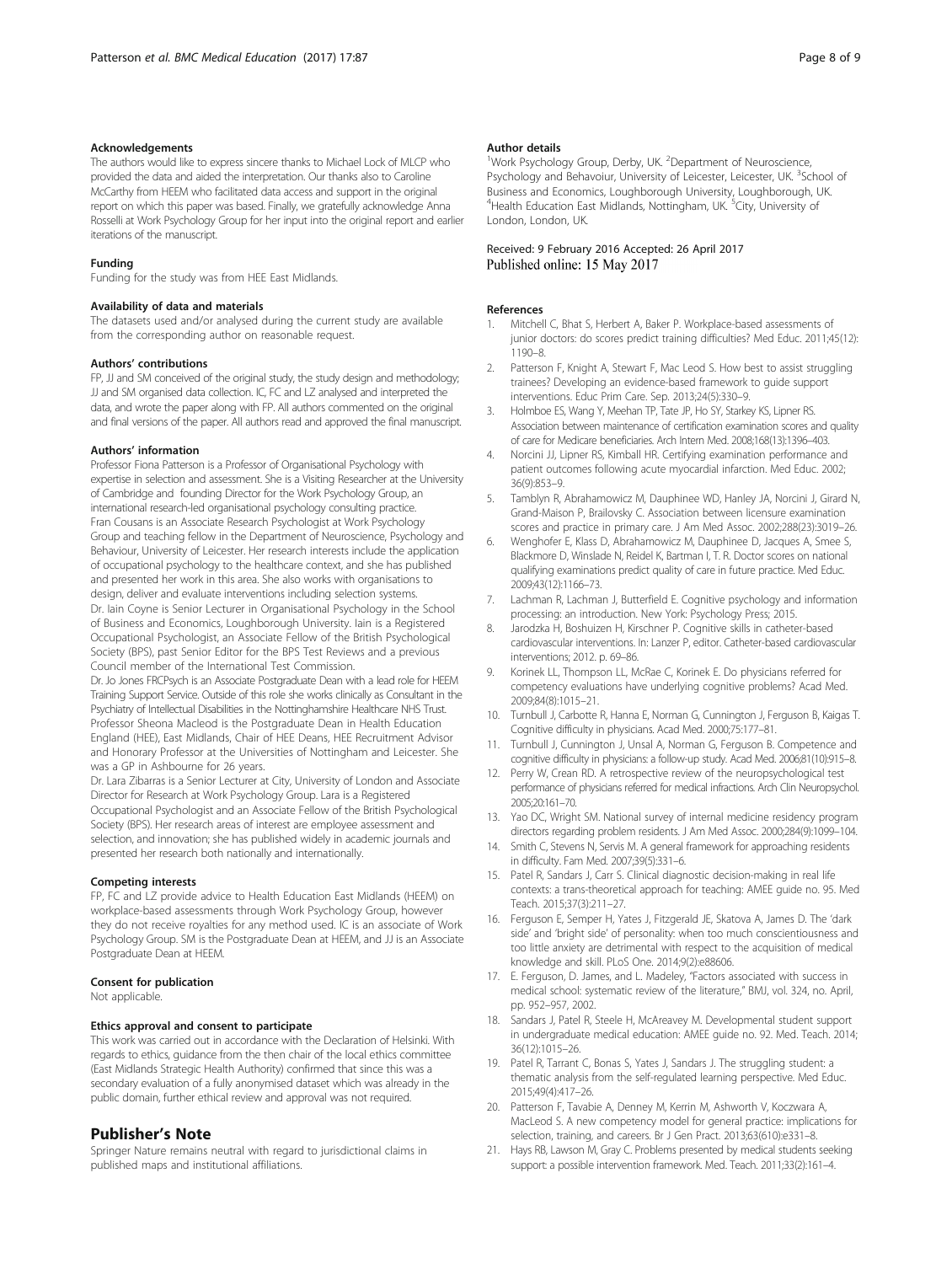### Acknowledgements

The authors would like to express sincere thanks to Michael Lock of MLCP who provided the data and aided the interpretation. Our thanks also to Caroline McCarthy from HEEM who facilitated data access and support in the original report on which this paper was based. Finally, we gratefully acknowledge Anna Rosselli at Work Psychology Group for her input into the original report and earlier iterations of the manuscript.

### Funding

Funding for the study was from HEE East Midlands.

### Availability of data and materials

The datasets used and/or analysed during the current study are available from the corresponding author on reasonable request.

### Authors' contributions

FP, JJ and SM conceived of the original study, the study design and methodology; JJ and SM organised data collection. IC, FC and LZ analysed and interpreted the data, and wrote the paper along with FP. All authors commented on the original and final versions of the paper. All authors read and approved the final manuscript.

### Authors' information

Professor Fiona Patterson is a Professor of Organisational Psychology with expertise in selection and assessment. She is a Visiting Researcher at the University of Cambridge and founding Director for the Work Psychology Group, an international research-led organisational psychology consulting practice.
Fran Cousans is an Associate Research Psychologist at Work Psychology Group and teaching fellow in the Department of Neuroscience, Psychology and Behaviour, University of Leicester. Her research interests include the application of occupational psychology to the healthcare context, and she has published and presented her work in this area. She also works with organisations to design, deliver and evaluate interventions including selection systems.
Dr. Iain Coyne is Senior Lecturer in Organisational Psychology in the School of Business and Economics, Loughborough University. Iain is a Registered Occupational Psychologist, an Associate Fellow of the British Psychological Society (BPS), past Senior Editor for the BPS Test Reviews and a previous Council member of the International Test Commission.
Dr. Jo Jones FRCPsych is an Associate Postgraduate Dean with a lead role for HEEM Training Support Service. Outside of this role she works clinically as Consultant in the Psychiatry of Intellectual Disabilities in the Nottinghamshire Healthcare NHS Trust.
Professor Sheona Macleod is the Postgraduate Dean in Health Education England (HEE), East Midlands, Chair of HEE Deans, HEE Recruitment Advisor and Honorary Professor at the Universities of Nottingham and Leicester. She was a GP in Ashbourne for 26 years.
Dr. Lara Zibarras is a Senior Lecturer at City, University of London and Associate Director for Research at Work Psychology Group. Lara is a Registered Occupational Psychologist and an Associate Fellow of the British Psychological Society (BPS). Her research areas of interest are employee assessment and selection, and innovation; she has published widely in academic journals and presented her research both nationally and internationally.

### Competing interests

FP, FC and LZ provide advice to Health Education East Midlands (HEEM) on workplace-based assessments through Work Psychology Group, however they do not receive royalties for any method used. IC is an associate of Work Psychology Group. SM is the Postgraduate Dean at HEEM, and JJ is an Associate Postgraduate Dean at HEEM.

### Consent for publication

Not applicable.

### Ethics approval and consent to participate

This work was carried out in accordance with the Declaration of Helsinki. With regards to ethics, guidance from the then chair of the local ethics committee (East Midlands Strategic Health Authority) confirmed that since this was a secondary evaluation of a fully anonymised dataset which was already in the public domain, further ethical review and approval was not required.

## Publisher's Note

Springer Nature remains neutral with regard to jurisdictional claims in published maps and institutional affiliations.

### Author details

[1]Work Psychology Group, Derby, UK. [2]Department of Neuroscience, Psychology and Behavoiur, University of Leicester, Leicester, UK. [3]School of Business and Economics, Loughborough University, Loughborough, UK. [4]Health Education East Midlands, Nottingham, UK. [5]City, University of London, London, UK.

Received: 9 February 2016 Accepted: 26 April 2017
Published online: 15 May 2017

### References

1. Mitchell C, Bhat S, Herbert A, Baker P. Workplace-based assessments of junior doctors: do scores predict training difficulties? Med Educ. 2011;45(12): 1190–8.
2. Patterson F, Knight A, Stewart F, Mac Leod S. How best to assist struggling trainees? Developing an evidence-based framework to guide support interventions. Educ Prim Care. Sep. 2013;24(5):330–9.
3. Holmboe ES, Wang Y, Meehan TP, Tate JP, Ho SY, Starkey KS, Lipner RS. Association between maintenance of certification examination scores and quality of care for Medicare beneficiaries. Arch Intern Med. 2008;168(13):1396–403.
4. Norcini JJ, Lipner RS, Kimball HR. Certifying examination performance and patient outcomes following acute myocardial infarction. Med Educ. 2002; 36(9):853–9.
5. Tamblyn R, Abrahamowicz M, Dauphinee WD, Hanley JA, Norcini J, Girard N, Grand-Maison P, Brailovsky C. Association between licensure examination scores and practice in primary care. J Am Med Assoc. 2002;288(23):3019–26.
6. Wenghofer E, Klass D, Abrahamowicz M, Dauphinee D, Jacques A, Smee S, Blackmore D, Winslade N, Reidel K, Bartman I, T. R. Doctor scores on national qualifying examinations predict quality of care in future practice. Med Educ. 2009;43(12):1166–73.
7. Lachman R, Lachman J, Butterfield E. Cognitive psychology and information processing: an introduction. New York: Psychology Press; 2015.
8. Jarodzka H, Boshuizen H, Kirschner P. Cognitive skills in catheter-based cardiovascular interventions. In: Lanzer P, editor. Catheter-based cardiovascular interventions; 2012. p. 69–86.
9. Korinek LL, Thompson LL, McRae C, Korinek E. Do physicians referred for competency evaluations have underlying cognitive problems? Acad Med. 2009;84(8):1015–21.
10. Turnbull J, Carbotte R, Hanna E, Norman G, Cunnington J, Ferguson B, Kaigas T. Cognitive difficulty in physicians. Acad Med. 2000;75:177–81.
11. Turnbull J, Cunnington J, Unsal A, Norman G, Ferguson B. Competence and cognitive difficulty in physicians: a follow-up study. Acad Med. 2006;81(10):915–8.
12. Perry W, Crean RD. A retrospective review of the neuropsychological test performance of physicians referred for medical infractions. Arch Clin Neuropsychol. 2005;20:161–70.
13. Yao DC, Wright SM. National survey of internal medicine residency program directors regarding problem residents. J Am Med Assoc. 2000;284(9):1099–104.
14. Smith C, Stevens N, Servis M. A general framework for approaching residents in difficulty. Fam Med. 2007;39(5):331–6.
15. Patel R, Sandars J, Carr S. Clinical diagnostic decision-making in real life contexts: a trans-theoretical approach for teaching: AMEE guide no. 95. Med Teach. 2015;37(3):211–27.
16. Ferguson E, Semper H, Yates J, Fitzgerald JE, Skatova A, James D. The 'dark side' and 'bright side' of personality: when too much conscientiousness and too little anxiety are detrimental with respect to the acquisition of medical knowledge and skill. PLoS One. 2014;9(2):e88606.
17. E. Ferguson, D. James, and L. Madeley, "Factors associated with success in medical school: systematic review of the literature," BMJ, vol. 324, no. April, pp. 952–957, 2002.
18. Sandars J, Patel R, Steele H, McAreavey M. Developmental student support in undergraduate medical education: AMEE guide no. 92. Med. Teach. 2014; 36(12):1015–26.
19. Patel R, Tarrant C, Bonas S, Yates J, Sandars J. The struggling student: a thematic analysis from the self-regulated learning perspective. Med Educ. 2015;49(4):417–26.
20. Patterson F, Tavabie A, Denney M, Kerrin M, Ashworth V, Koczwara A, MacLeod S. A new competency model for general practice: implications for selection, training, and careers. Br J Gen Pract. 2013;63(610):e331–8.
21. Hays RB, Lawson M, Gray C. Problems presented by medical students seeking support: a possible intervention framework. Med. Teach. 2011;33(2):161–4.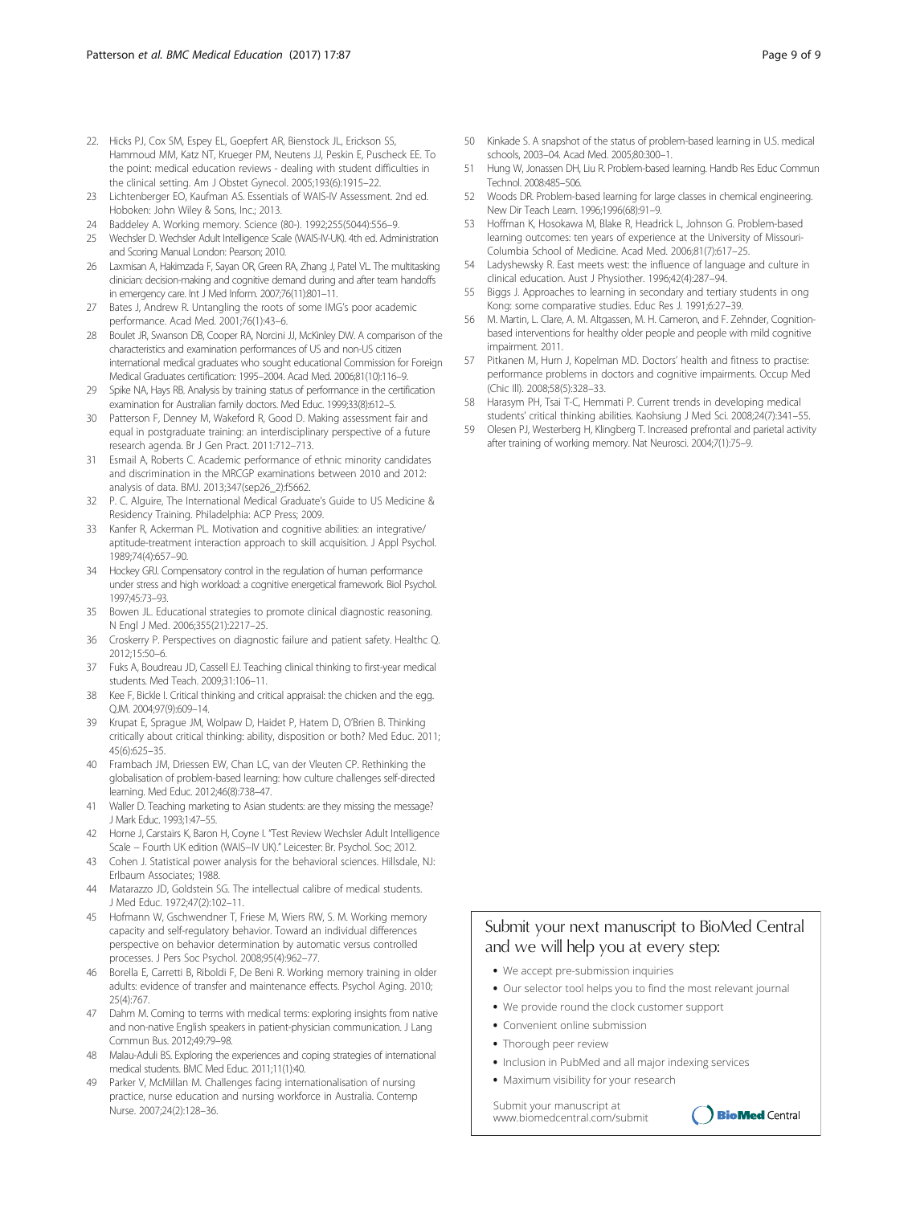22. Hicks PJ, Cox SM, Espey EL, Goepfert AR, Bienstock JL, Erickson SS, Hammoud MM, Katz NT, Krueger PM, Neutens JJ, Peskin E, Puscheck EE. To the point: medical education reviews - dealing with student difficulties in the clinical setting. Am J Obstet Gynecol. 2005;193(6):1915–22.
23. Lichtenberger EO, Kaufman AS. Essentials of WAIS-IV Assessment. 2nd ed. Hoboken: John Wiley & Sons, Inc.; 2013.
24. Baddeley A. Working memory. Science (80-). 1992;255(5044):556–9.
25. Wechsler D. Wechsler Adult Intelligence Scale (WAIS-IV-UK). 4th ed. Administration and Scoring Manual London: Pearson; 2010.
26. Laxmisan A, Hakimzada F, Sayan OR, Green RA, Zhang J, Patel VL. The multitasking clinician: decision-making and cognitive demand during and after team handoffs in emergency care. Int J Med Inform. 2007;76(11):801–11.
27. Bates J, Andrew R. Untangling the roots of some IMG's poor academic performance. Acad Med. 2001;76(1):43–6.
28. Boulet JR, Swanson DB, Cooper RA, Norcini JJ, McKinley DW. A comparison of the characteristics and examination performances of US and non-US citizen international medical graduates who sought educational Commission for Foreign Medical Graduates certification: 1995–2004. Acad Med. 2006;81(10):116–9.
29. Spike NA, Hays RB. Analysis by training status of performance in the certification examination for Australian family doctors. Med Educ. 1999;33(8):612–5.
30. Patterson F, Denney M, Wakeford R, Good D. Making assessment fair and equal in postgraduate training: an interdisciplinary perspective of a future research agenda. Br J Gen Pract. 2011:712–713.
31. Esmail A, Roberts C. Academic performance of ethnic minority candidates and discrimination in the MRCGP examinations between 2010 and 2012: analysis of data. BMJ. 2013;347(sep26_2):f5662.
32. P. C. Alguire, The International Medical Graduate's Guide to US Medicine & Residency Training. Philadelphia: ACP Press; 2009.
33. Kanfer R, Ackerman PL. Motivation and cognitive abilities: an integrative/ aptitude-treatment interaction approach to skill acquisition. J Appl Psychol. 1989;74(4):657–90.
34. Hockey GRJ. Compensatory control in the regulation of human performance under stress and high workload: a cognitive energetical framework. Biol Psychol. 1997;45:73–93.
35. Bowen JL. Educational strategies to promote clinical diagnostic reasoning. N Engl J Med. 2006;355(21):2217–25.
36. Croskerry P. Perspectives on diagnostic failure and patient safety. Healthc Q. 2012;15:50–6.
37. Fuks A, Boudreau JD, Cassell EJ. Teaching clinical thinking to first-year medical students. Med Teach. 2009;31:106–11.
38. Kee F, Bickle I. Critical thinking and critical appraisal: the chicken and the egg. QJM. 2004;97(9):609–14.
39. Krupat E, Sprague JM, Wolpaw D, Haidet P, Hatem D, O'Brien B. Thinking critically about critical thinking: ability, disposition or both? Med Educ. 2011; 45(6):625–35.
40. Frambach JM, Driessen EW, Chan LC, van der Vleuten CP. Rethinking the globalisation of problem-based learning: how culture challenges self-directed learning. Med Educ. 2012;46(8):738–47.
41. Waller D. Teaching marketing to Asian students: are they missing the message? J Mark Educ. 1993;1:47–55.
42. Horne J, Carstairs K, Baron H, Coyne I. "Test Review Wechsler Adult Intelligence Scale – Fourth UK edition (WAIS–IV UK)." Leicester: Br. Psychol. Soc; 2012.
43. Cohen J. Statistical power analysis for the behavioral sciences. Hillsdale, NJ: Erlbaum Associates; 1988.
44. Matarazzo JD, Goldstein SG. The intellectual calibre of medical students. J Med Educ. 1972;47(2):102–11.
45. Hofmann W, Gschwendner T, Friese M, Wiers RW, S. M. Working memory capacity and self-regulatory behavior. Toward an individual differences perspective on behavior determination by automatic versus controlled processes. J Pers Soc Psychol. 2008;95(4):962–77.
46. Borella E, Carretti B, Riboldi F, De Beni R. Working memory training in older adults: evidence of transfer and maintenance effects. Psychol Aging. 2010; 25(4):767.
47. Dahm M. Coming to terms with medical terms: exploring insights from native and non-native English speakers in patient-physician communication. J Lang Commun Bus. 2012;49:79–98.
48. Malau-Aduli BS. Exploring the experiences and coping strategies of international medical students. BMC Med Educ. 2011;11(1):40.
49. Parker V, McMillan M. Challenges facing internationalisation of nursing practice, nurse education and nursing workforce in Australia. Contemp Nurse. 2007;24(2):128–36.
50. Kinkade S. A snapshot of the status of problem-based learning in U.S. medical schools, 2003–04. Acad Med. 2005;80:300–1.
51. Hung W, Jonassen DH, Liu R. Problem-based learning. Handb Res Educ Commun Technol. 2008:485–506.
52. Woods DR. Problem-based learning for large classes in chemical engineering. New Dir Teach Learn. 1996;1996(68):91–9.
53. Hoffman K, Hosokawa M, Blake R, Headrick L, Johnson G. Problem-based learning outcomes: ten years of experience at the University of Missouri-Columbia School of Medicine. Acad Med. 2006;81(7):617–25.
54. Ladyshewsky R. East meets west: the influence of language and culture in clinical education. Aust J Physiother. 1996;42(4):287–94.
55. Biggs J. Approaches to learning in secondary and tertiary students in ong Kong: some comparative studies. Educ Res J. 1991;6:27–39.
56. M. Martin, L. Clare, A. M. Altgassen, M. H. Cameron, and F. Zehnder, Cognition-based interventions for healthy older people and people with mild cognitive impairment. 2011.
57. Pitkanen M, Hurn J, Kopelman MD. Doctors' health and fitness to practise: performance problems in doctors and cognitive impairments. Occup Med (Chic Ill). 2008;58(5):328–33.
58. Harasym PH, Tsai T-C, Hemmati P. Current trends in developing medical students' critical thinking abilities. Kaohsiung J Med Sci. 2008;24(7):341–55.
59. Olesen PJ, Westerberg H, Klingberg T. Increased prefrontal and parietal activity after training of working memory. Nat Neurosci. 2004;7(1):75–9.

Submit your next manuscript to BioMed Central and we will help you at every step:

- We accept pre-submission inquiries
- Our selector tool helps you to find the most relevant journal
- We provide round the clock customer support
- Convenient online submission
- Thorough peer review
- Inclusion in PubMed and all major indexing services
- Maximum visibility for your research

Submit your manuscript at www.biomedcentral.com/submit

BioMed Central